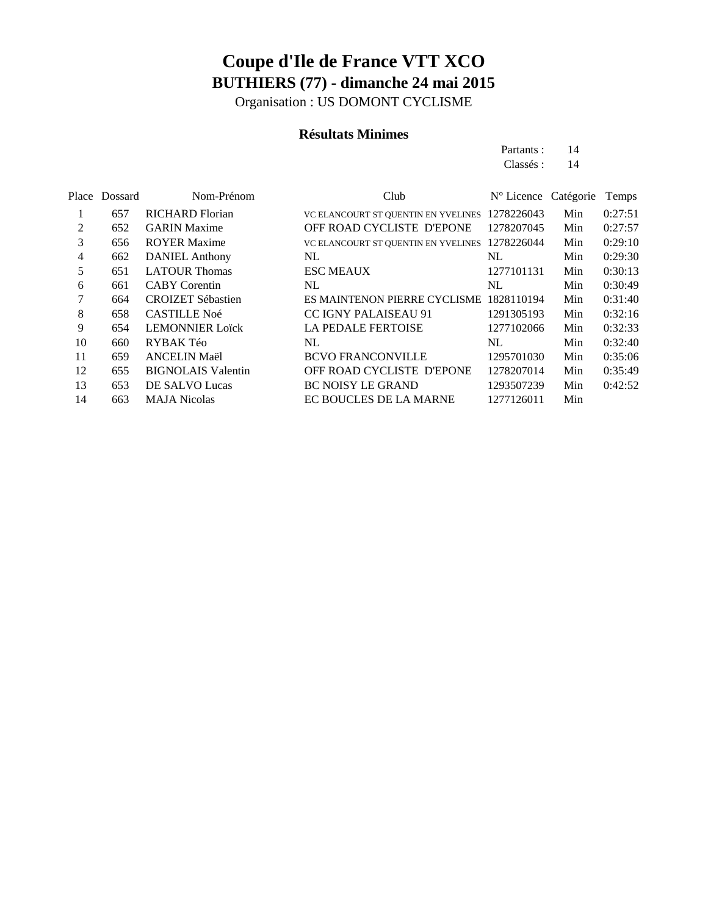# Coupe d'Ile de France VTT XCO

## BUTHIERS (77) - dimanche 24 mai 2015

Organisation : US DOMONT CYCLISME

### Résultats Minimes

Partants : 14
Classés : 14

| Place | Dossard | Nom-Prénom | Club | N° Licence | Catégorie | Temps |
|---|---|---|---|---|---|---|
| 1 | 657 | RICHARD Florian | VC ELANCOURT ST QUENTIN EN YVELINES | 1278226043 | Min | 0:27:51 |
| 2 | 652 | GARIN Maxime | OFF ROAD CYCLISTE D'EPONE | 1278207045 | Min | 0:27:57 |
| 3 | 656 | ROYER Maxime | VC ELANCOURT ST QUENTIN EN YVELINES | 1278226044 | Min | 0:29:10 |
| 4 | 662 | DANIEL Anthony | NL | NL | Min | 0:29:30 |
| 5 | 651 | LATOUR Thomas | ESC MEAUX | 1277101131 | Min | 0:30:13 |
| 6 | 661 | CABY Corentin | NL | NL | Min | 0:30:49 |
| 7 | 664 | CROIZET Sébastien | ES MAINTENON PIERRE CYCLISME | 1828110194 | Min | 0:31:40 |
| 8 | 658 | CASTILLE Noé | CC IGNY PALAISEAU 91 | 1291305193 | Min | 0:32:16 |
| 9 | 654 | LEMONNIER Loïck | LA PEDALE FERTOISE | 1277102066 | Min | 0:32:33 |
| 10 | 660 | RYBAK Téo | NL | NL | Min | 0:32:40 |
| 11 | 659 | ANCELIN Maël | BCVO FRANCONVILLE | 1295701030 | Min | 0:35:06 |
| 12 | 655 | BIGNOLAIS Valentin | OFF ROAD CYCLISTE D'EPONE | 1278207014 | Min | 0:35:49 |
| 13 | 653 | DE SALVO Lucas | BC NOISY LE GRAND | 1293507239 | Min | 0:42:52 |
| 14 | 663 | MAJA Nicolas | EC BOUCLES DE LA MARNE | 1277126011 | Min | |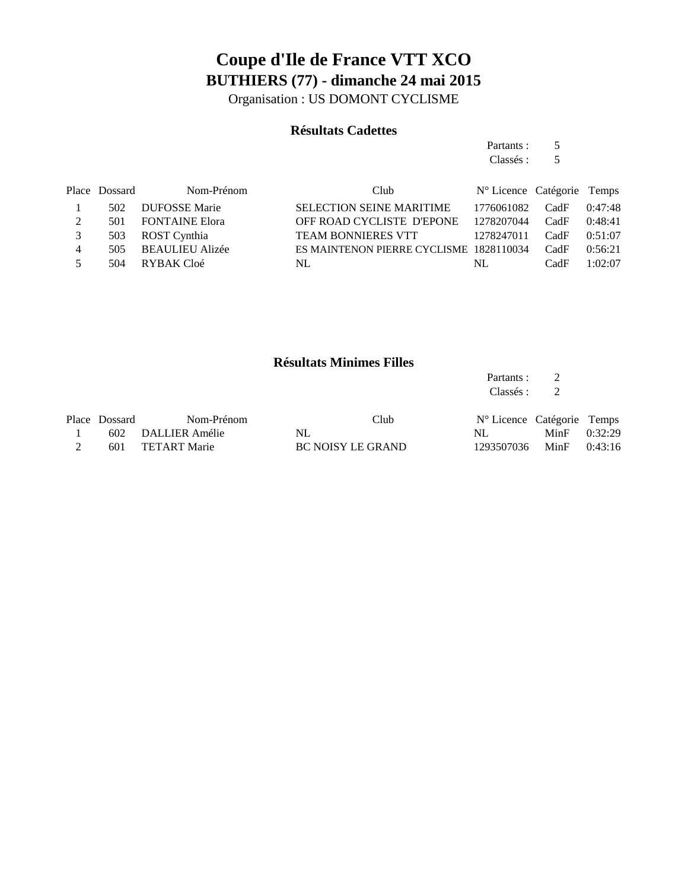# Coupe d'Ile de France VTT XCO

## BUTHIERS (77) - dimanche 24 mai 2015

Organisation : US DOMONT CYCLISME

### Résultats Cadettes

Partants : 5
Classés : 5

| Place | Dossard | Nom-Prénom | Club | N° Licence | Catégorie | Temps |
|---|---|---|---|---|---|---|
| 1 | 502 | DUFOSSE Marie | SELECTION SEINE MARITIME | 1776061082 | CadF | 0:47:48 |
| 2 | 501 | FONTAINE Elora | OFF ROAD CYCLISTE D'EPONE | 1278207044 | CadF | 0:48:41 |
| 3 | 503 | ROST Cynthia | TEAM BONNIERES VTT | 1278247011 | CadF | 0:51:07 |
| 4 | 505 | BEAULIEU Alizée | ES MAINTENON PIERRE CYCLISME | 1828110034 | CadF | 0:56:21 |
| 5 | 504 | RYBAK Cloé | NL | NL | CadF | 1:02:07 |

### Résultats Minimes Filles

Partants : 2
Classés : 2

| Place | Dossard | Nom-Prénom | Club | N° Licence | Catégorie | Temps |
|---|---|---|---|---|---|---|
| 1 | 602 | DALLIER Amélie | NL | NL | MinF | 0:32:29 |
| 2 | 601 | TETART Marie | BC NOISY LE GRAND | 1293507036 | MinF | 0:43:16 |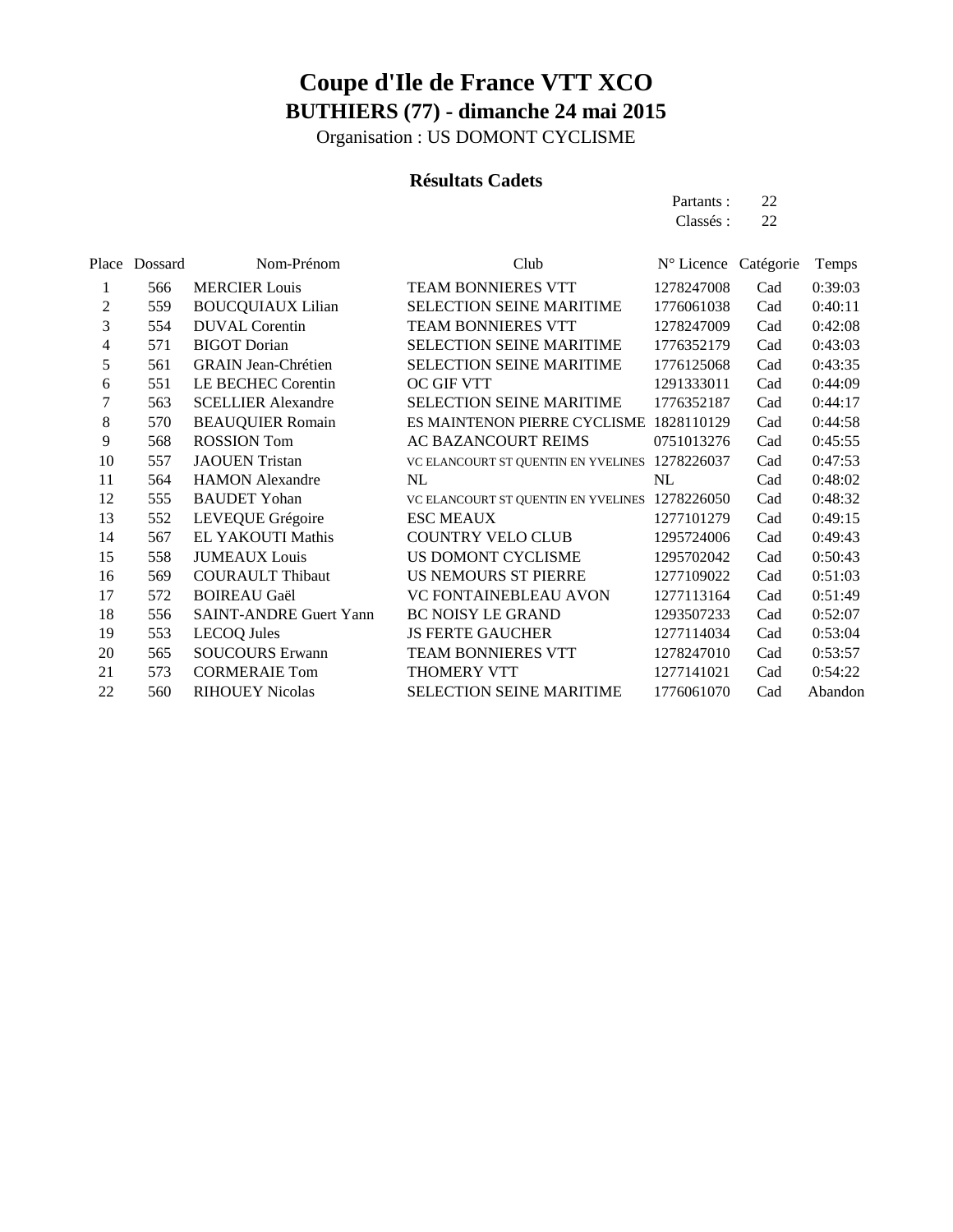# Coupe d'Ile de France VTT XCO

## BUTHIERS (77) - dimanche 24 mai 2015

Organisation : US DOMONT CYCLISME

### Résultats Cadets

Partants : 22
Classés : 22

| Place | Dossard | Nom-Prénom | Club | N° Licence | Catégorie | Temps |
|---|---|---|---|---|---|---|
| 1 | 566 | MERCIER Louis | TEAM BONNIERES VTT | 1278247008 | Cad | 0:39:03 |
| 2 | 559 | BOUCQUIAUX Lilian | SELECTION SEINE MARITIME | 1776061038 | Cad | 0:40:11 |
| 3 | 554 | DUVAL Corentin | TEAM BONNIERES VTT | 1278247009 | Cad | 0:42:08 |
| 4 | 571 | BIGOT Dorian | SELECTION SEINE MARITIME | 1776352179 | Cad | 0:43:03 |
| 5 | 561 | GRAIN Jean-Chrétien | SELECTION SEINE MARITIME | 1776125068 | Cad | 0:43:35 |
| 6 | 551 | LE BECHEC Corentin | OC GIF VTT | 1291333011 | Cad | 0:44:09 |
| 7 | 563 | SCELLIER Alexandre | SELECTION SEINE MARITIME | 1776352187 | Cad | 0:44:17 |
| 8 | 570 | BEAUQUIER Romain | ES MAINTENON PIERRE CYCLISME | 1828110129 | Cad | 0:44:58 |
| 9 | 568 | ROSSION Tom | AC BAZANCOURT REIMS | 0751013276 | Cad | 0:45:55 |
| 10 | 557 | JAOUEN Tristan | VC ELANCOURT ST QUENTIN EN YVELINES | 1278226037 | Cad | 0:47:53 |
| 11 | 564 | HAMON Alexandre | NL | NL | Cad | 0:48:02 |
| 12 | 555 | BAUDET Yohan | VC ELANCOURT ST QUENTIN EN YVELINES | 1278226050 | Cad | 0:48:32 |
| 13 | 552 | LEVEQUE Grégoire | ESC MEAUX | 1277101279 | Cad | 0:49:15 |
| 14 | 567 | EL YAKOUTI Mathis | COUNTRY VELO CLUB | 1295724006 | Cad | 0:49:43 |
| 15 | 558 | JUMEAUX Louis | US DOMONT CYCLISME | 1295702042 | Cad | 0:50:43 |
| 16 | 569 | COURAULT Thibaut | US NEMOURS ST PIERRE | 1277109022 | Cad | 0:51:03 |
| 17 | 572 | BOIREAU Gaël | VC FONTAINEBLEAU AVON | 1277113164 | Cad | 0:51:49 |
| 18 | 556 | SAINT-ANDRE Guert Yann | BC NOISY LE GRAND | 1293507233 | Cad | 0:52:07 |
| 19 | 553 | LECOQ Jules | JS FERTE GAUCHER | 1277114034 | Cad | 0:53:04 |
| 20 | 565 | SOUCOURS Erwann | TEAM BONNIERES VTT | 1278247010 | Cad | 0:53:57 |
| 21 | 573 | CORMERAIE Tom | THOMERY VTT | 1277141021 | Cad | 0:54:22 |
| 22 | 560 | RIHOUEY Nicolas | SELECTION SEINE MARITIME | 1776061070 | Cad | Abandon |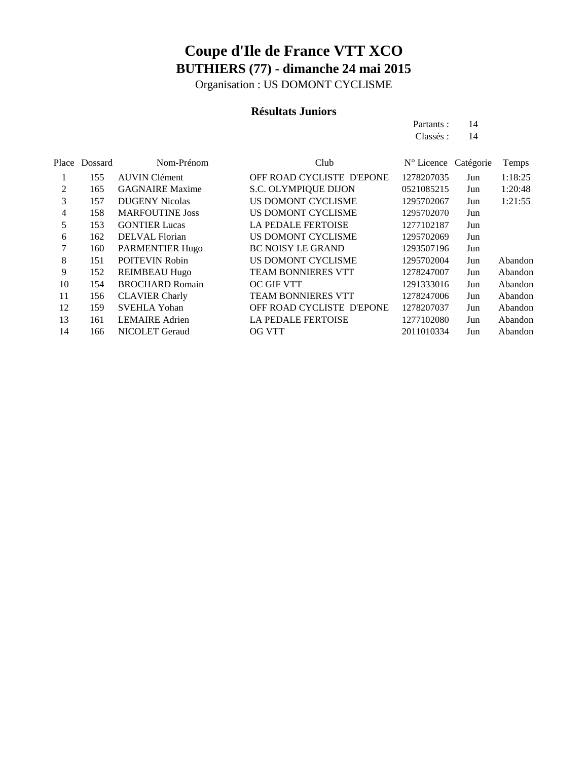# Coupe d'Ile de France VTT XCO

## BUTHIERS (77) - dimanche 24 mai 2015

Organisation : US DOMONT CYCLISME

### Résultats Juniors

Partants : 14
Classés : 14

| Place | Dossard | Nom-Prénom | Club | N° Licence | Catégorie | Temps |
|---|---|---|---|---|---|---|
| 1 | 155 | AUVIN Clément | OFF ROAD CYCLISTE D'EPONE | 1278207035 | Jun | 1:18:25 |
| 2 | 165 | GAGNAIRE Maxime | S.C. OLYMPIQUE DIJON | 0521085215 | Jun | 1:20:48 |
| 3 | 157 | DUGENY Nicolas | US DOMONT CYCLISME | 1295702067 | Jun | 1:21:55 |
| 4 | 158 | MARFOUTINE Joss | US DOMONT CYCLISME | 1295702070 | Jun | |
| 5 | 153 | GONTIER Lucas | LA PEDALE FERTOISE | 1277102187 | Jun | |
| 6 | 162 | DELVAL Florian | US DOMONT CYCLISME | 1295702069 | Jun | |
| 7 | 160 | PARMENTIER Hugo | BC NOISY LE GRAND | 1293507196 | Jun | |
| 8 | 151 | POITEVIN Robin | US DOMONT CYCLISME | 1295702004 | Jun | Abandon |
| 9 | 152 | REIMBEAU Hugo | TEAM BONNIERES VTT | 1278247007 | Jun | Abandon |
| 10 | 154 | BROCHARD Romain | OC GIF VTT | 1291333016 | Jun | Abandon |
| 11 | 156 | CLAVIER Charly | TEAM BONNIERES VTT | 1278247006 | Jun | Abandon |
| 12 | 159 | SVEHLA Yohan | OFF ROAD CYCLISTE D'EPONE | 1278207037 | Jun | Abandon |
| 13 | 161 | LEMAIRE Adrien | LA PEDALE FERTOISE | 1277102080 | Jun | Abandon |
| 14 | 166 | NICOLET Geraud | OG VTT | 2011010334 | Jun | Abandon |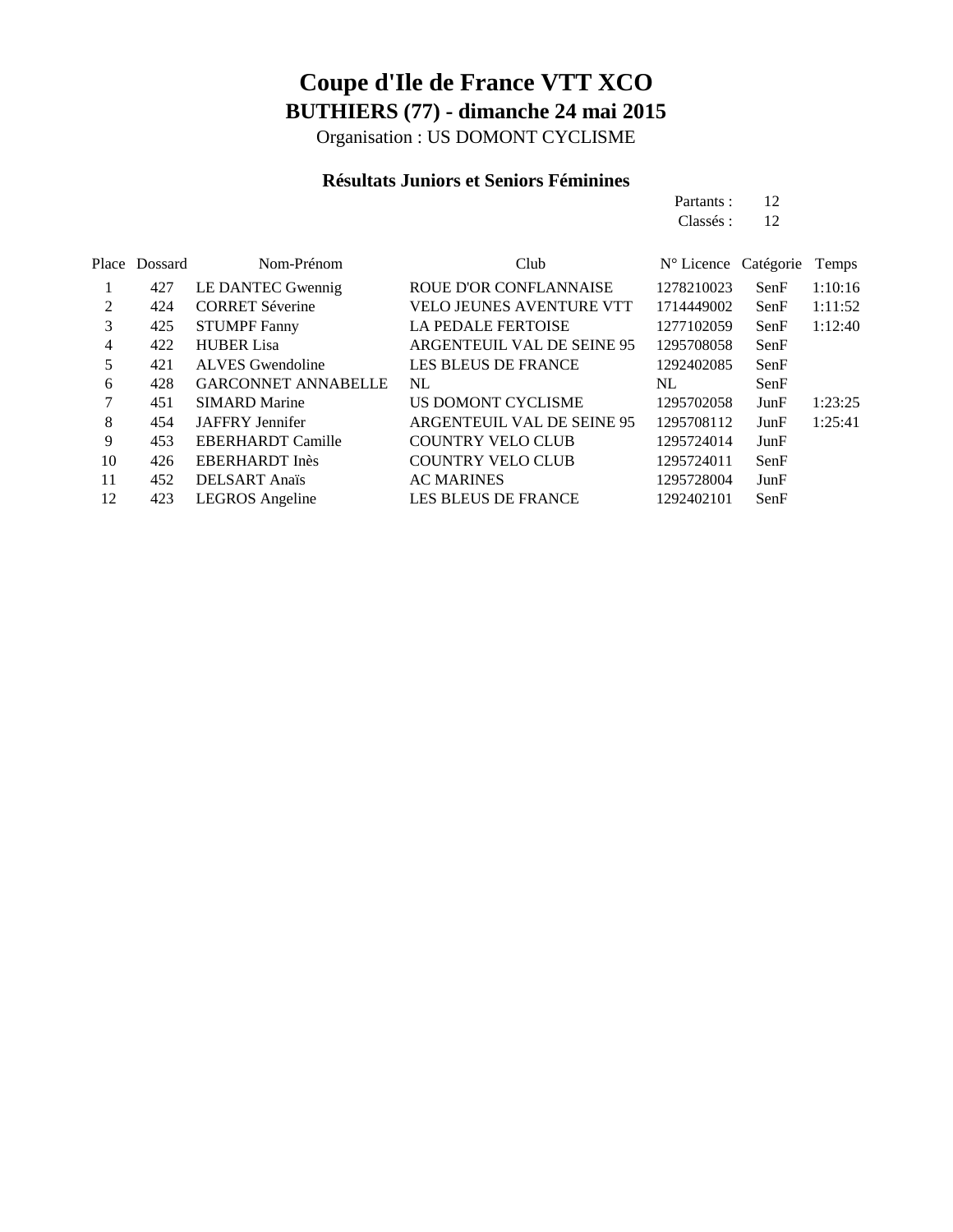# Coupe d'Ile de France VTT XCO

## BUTHIERS (77) - dimanche 24 mai 2015

Organisation : US DOMONT CYCLISME

### Résultats Juniors et Seniors Féminines

Partants : 12
Classés : 12

| Place | Dossard | Nom-Prénom | Club | N° Licence | Catégorie | Temps |
|---|---|---|---|---|---|---|
| 1 | 427 | LE DANTEC Gwennig | ROUE D'OR CONFLANNAISE | 1278210023 | SenF | 1:10:16 |
| 2 | 424 | CORRET Séverine | VELO JEUNES AVENTURE VTT | 1714449002 | SenF | 1:11:52 |
| 3 | 425 | STUMPF Fanny | LA PEDALE FERTOISE | 1277102059 | SenF | 1:12:40 |
| 4 | 422 | HUBER Lisa | ARGENTEUIL VAL DE SEINE 95 | 1295708058 | SenF | |
| 5 | 421 | ALVES Gwendoline | LES BLEUS DE FRANCE | 1292402085 | SenF | |
| 6 | 428 | GARCONNET ANNABELLE | NL | NL | SenF | |
| 7 | 451 | SIMARD Marine | US DOMONT CYCLISME | 1295702058 | JunF | 1:23:25 |
| 8 | 454 | JAFFRY Jennifer | ARGENTEUIL VAL DE SEINE 95 | 1295708112 | JunF | 1:25:41 |
| 9 | 453 | EBERHARDT Camille | COUNTRY VELO CLUB | 1295724014 | JunF | |
| 10 | 426 | EBERHARDT Inès | COUNTRY VELO CLUB | 1295724011 | SenF | |
| 11 | 452 | DELSART Anaïs | AC MARINES | 1295728004 | JunF | |
| 12 | 423 | LEGROS Angeline | LES BLEUS DE FRANCE | 1292402101 | SenF | |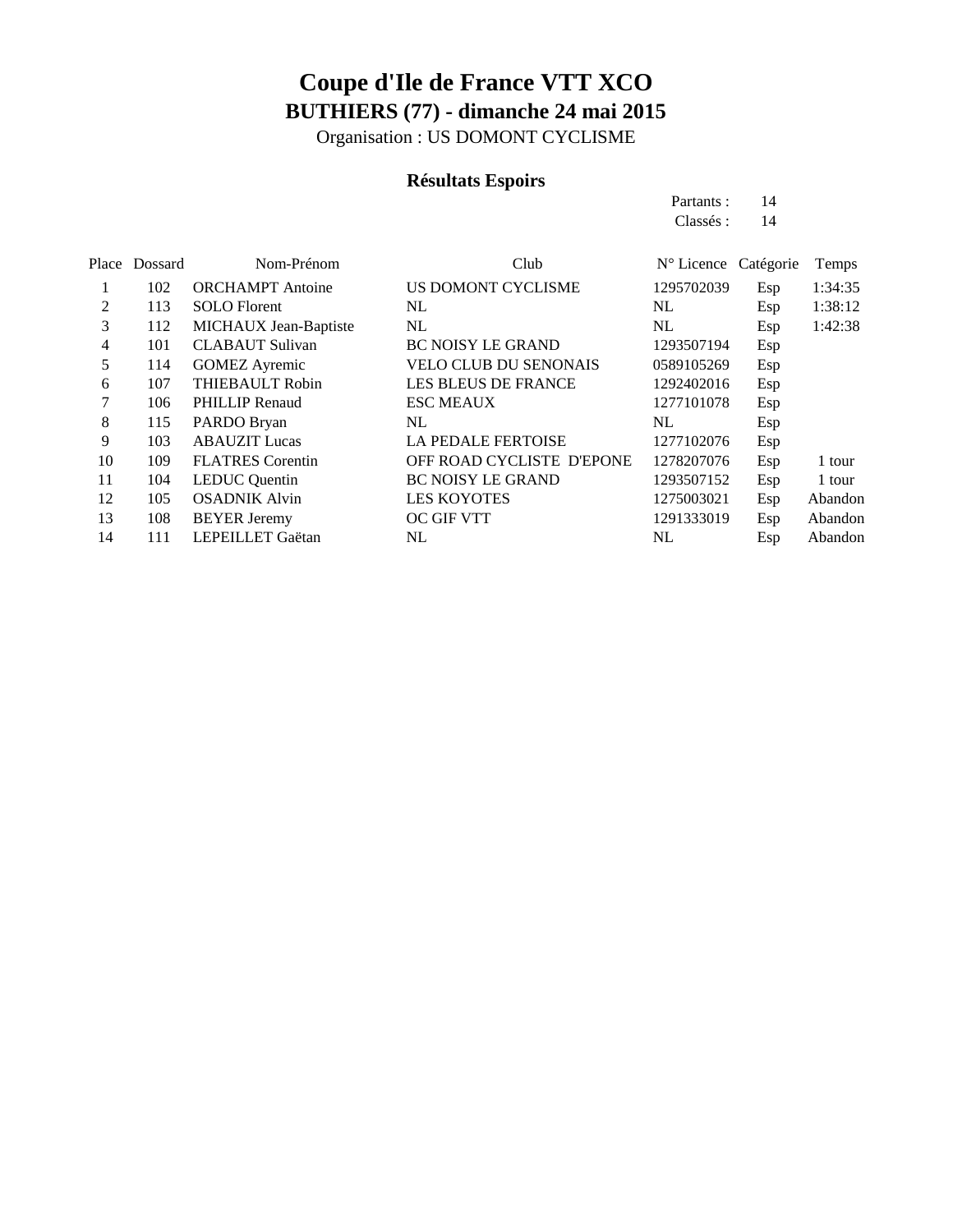# Coupe d'Ile de France VTT XCO

## BUTHIERS (77) - dimanche 24 mai 2015

Organisation : US DOMONT CYCLISME

### Résultats Espoirs

Partants : 14

Classés : 14

| Place | Dossard | Nom-Prénom | Club | N° Licence | Catégorie | Temps |
|---|---|---|---|---|---|---|
| 1 | 102 | ORCHAMPT Antoine | US DOMONT CYCLISME | 1295702039 | Esp | 1:34:35 |
| 2 | 113 | SOLO Florent | NL | NL | Esp | 1:38:12 |
| 3 | 112 | MICHAUX Jean-Baptiste | NL | NL | Esp | 1:42:38 |
| 4 | 101 | CLABAUT Sulivan | BC NOISY LE GRAND | 1293507194 | Esp | |
| 5 | 114 | GOMEZ Ayremic | VELO CLUB DU SENONAIS | 0589105269 | Esp | |
| 6 | 107 | THIEBAULT Robin | LES BLEUS DE FRANCE | 1292402016 | Esp | |
| 7 | 106 | PHILLIP Renaud | ESC MEAUX | 1277101078 | Esp | |
| 8 | 115 | PARDO Bryan | NL | NL | Esp | |
| 9 | 103 | ABAUZIT Lucas | LA PEDALE FERTOISE | 1277102076 | Esp | |
| 10 | 109 | FLATRES Corentin | OFF ROAD CYCLISTE D'EPONE | 1278207076 | Esp | 1 tour |
| 11 | 104 | LEDUC Quentin | BC NOISY LE GRAND | 1293507152 | Esp | 1 tour |
| 12 | 105 | OSADNIK Alvin | LES KOYOTES | 1275003021 | Esp | Abandon |
| 13 | 108 | BEYER Jeremy | OC GIF VTT | 1291333019 | Esp | Abandon |
| 14 | 111 | LEPEILLET Gaëtan | NL | NL | Esp | Abandon |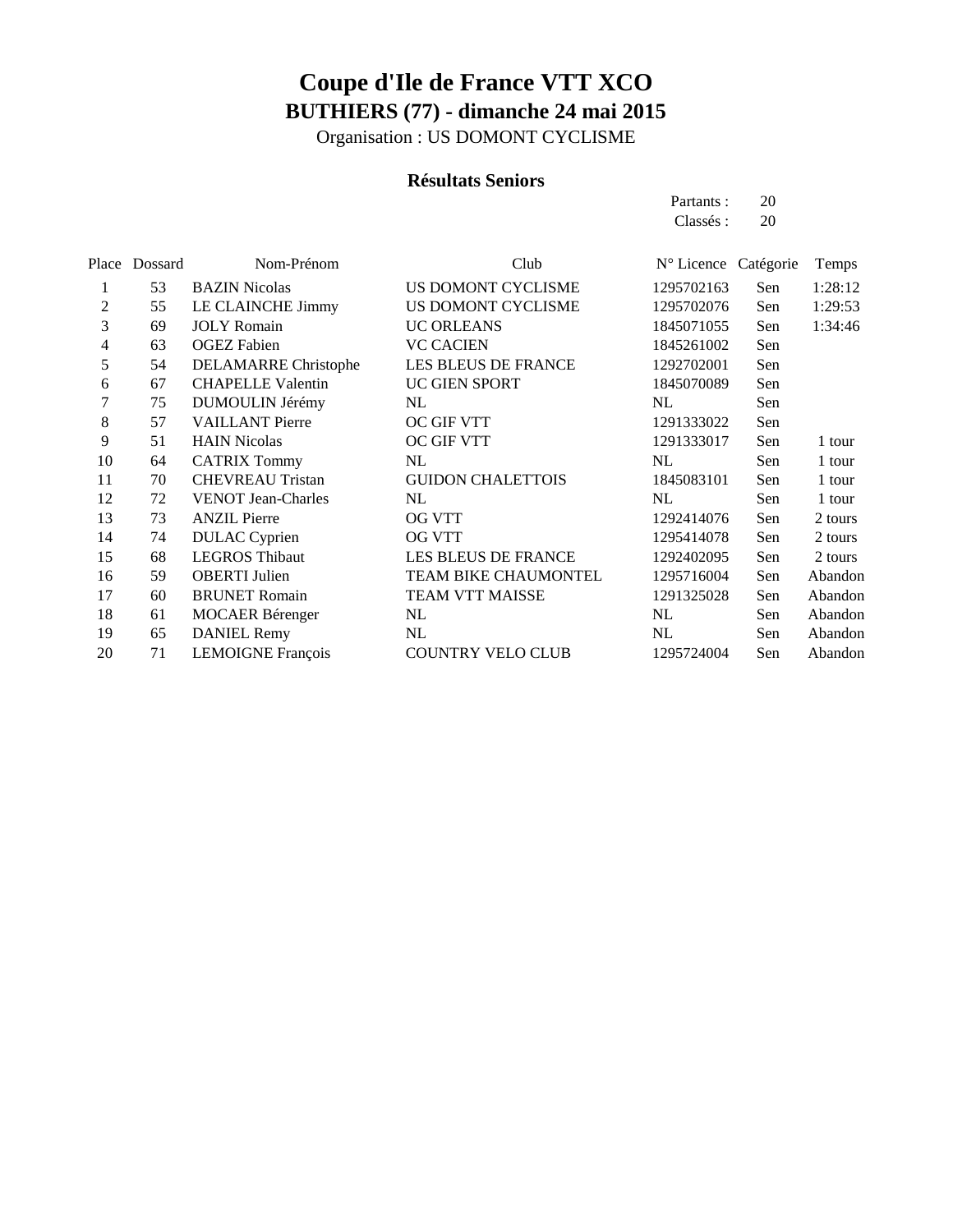# Coupe d'Ile de France VTT XCO

## BUTHIERS (77) - dimanche 24 mai 2015

Organisation : US DOMONT CYCLISME

### Résultats Seniors

Partants : 20
Classés : 20

| Place | Dossard | Nom-Prénom | Club | N° Licence | Catégorie | Temps |
|---|---|---|---|---|---|---|
| 1 | 53 | BAZIN Nicolas | US DOMONT CYCLISME | 1295702163 | Sen | 1:28:12 |
| 2 | 55 | LE CLAINCHE Jimmy | US DOMONT CYCLISME | 1295702076 | Sen | 1:29:53 |
| 3 | 69 | JOLY Romain | UC ORLEANS | 1845071055 | Sen | 1:34:46 |
| 4 | 63 | OGEZ Fabien | VC CACIEN | 1845261002 | Sen | |
| 5 | 54 | DELAMARRE Christophe | LES BLEUS DE FRANCE | 1292702001 | Sen | |
| 6 | 67 | CHAPELLE Valentin | UC GIEN SPORT | 1845070089 | Sen | |
| 7 | 75 | DUMOULIN Jérémy | NL | NL | Sen | |
| 8 | 57 | VAILLANT Pierre | OC GIF VTT | 1291333022 | Sen | |
| 9 | 51 | HAIN Nicolas | OC GIF VTT | 1291333017 | Sen | 1 tour |
| 10 | 64 | CATRIX Tommy | NL | NL | Sen | 1 tour |
| 11 | 70 | CHEVREAU Tristan | GUIDON CHALETTOIS | 1845083101 | Sen | 1 tour |
| 12 | 72 | VENOT Jean-Charles | NL | NL | Sen | 1 tour |
| 13 | 73 | ANZIL Pierre | OG VTT | 1292414076 | Sen | 2 tours |
| 14 | 74 | DULAC Cyprien | OG VTT | 1295414078 | Sen | 2 tours |
| 15 | 68 | LEGROS Thibaut | LES BLEUS DE FRANCE | 1292402095 | Sen | 2 tours |
| 16 | 59 | OBERTI Julien | TEAM BIKE CHAUMONTEL | 1295716004 | Sen | Abandon |
| 17 | 60 | BRUNET Romain | TEAM VTT MAISSE | 1291325028 | Sen | Abandon |
| 18 | 61 | MOCAER Bérenger | NL | NL | Sen | Abandon |
| 19 | 65 | DANIEL Remy | NL | NL | Sen | Abandon |
| 20 | 71 | LEMOIGNE François | COUNTRY VELO CLUB | 1295724004 | Sen | Abandon |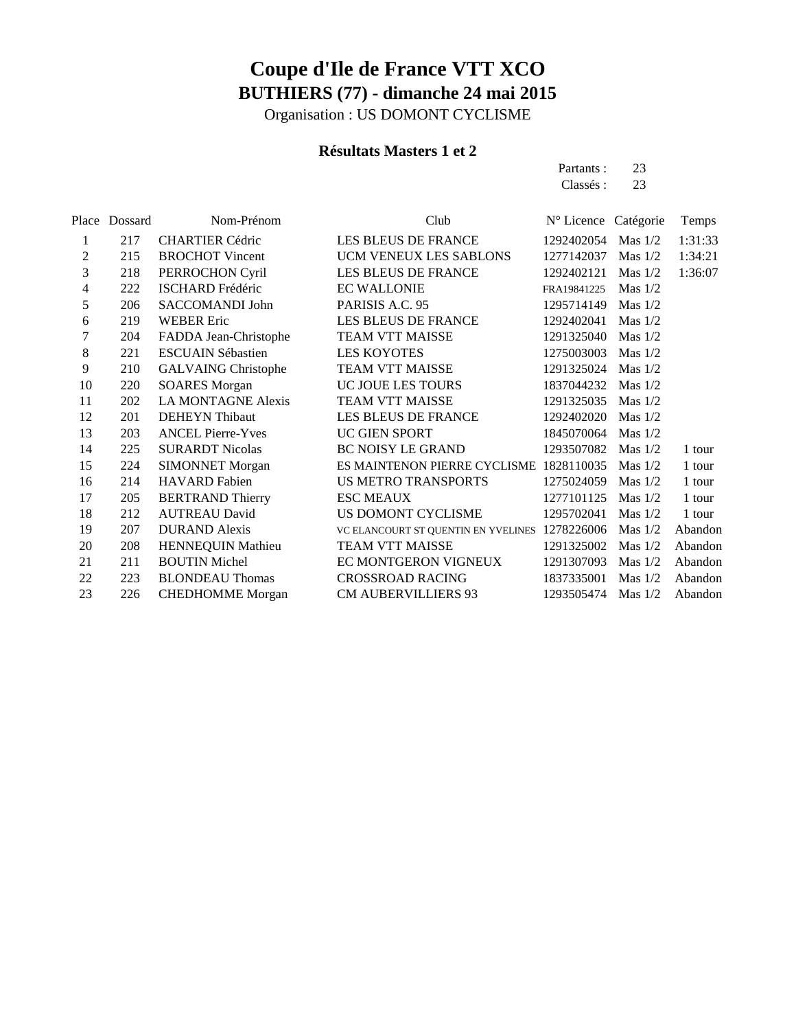# Coupe d'Ile de France VTT XCO

## BUTHIERS (77) - dimanche 24 mai 2015

Organisation : US DOMONT CYCLISME

### Résultats Masters 1 et 2

Partants : 23
Classés : 23

| Place | Dossard | Nom-Prénom | Club | N° Licence | Catégorie | Temps |
|---|---|---|---|---|---|---|
| 1 | 217 | CHARTIER Cédric | LES BLEUS DE FRANCE | 1292402054 | Mas 1/2 | 1:31:33 |
| 2 | 215 | BROCHOT Vincent | UCM VENEUX LES SABLONS | 1277142037 | Mas 1/2 | 1:34:21 |
| 3 | 218 | PERROCHON Cyril | LES BLEUS DE FRANCE | 1292402121 | Mas 1/2 | 1:36:07 |
| 4 | 222 | ISCHARD Frédéric | EC WALLONIE | FRA19841225 | Mas 1/2 | |
| 5 | 206 | SACCOMANDI John | PARISIS A.C. 95 | 1295714149 | Mas 1/2 | |
| 6 | 219 | WEBER Eric | LES BLEUS DE FRANCE | 1292402041 | Mas 1/2 | |
| 7 | 204 | FADDA Jean-Christophe | TEAM VTT MAISSE | 1291325040 | Mas 1/2 | |
| 8 | 221 | ESCUAIN Sébastien | LES KOYOTES | 1275003003 | Mas 1/2 | |
| 9 | 210 | GALVAING Christophe | TEAM VTT MAISSE | 1291325024 | Mas 1/2 | |
| 10 | 220 | SOARES Morgan | UC JOUE LES TOURS | 1837044232 | Mas 1/2 | |
| 11 | 202 | LA MONTAGNE Alexis | TEAM VTT MAISSE | 1291325035 | Mas 1/2 | |
| 12 | 201 | DEHEYN Thibaut | LES BLEUS DE FRANCE | 1292402020 | Mas 1/2 | |
| 13 | 203 | ANCEL Pierre-Yves | UC GIEN SPORT | 1845070064 | Mas 1/2 | |
| 14 | 225 | SURARDT Nicolas | BC NOISY LE GRAND | 1293507082 | Mas 1/2 | 1 tour |
| 15 | 224 | SIMONNET Morgan | ES MAINTENON PIERRE CYCLISME | 1828110035 | Mas 1/2 | 1 tour |
| 16 | 214 | HAVARD Fabien | US METRO TRANSPORTS | 1275024059 | Mas 1/2 | 1 tour |
| 17 | 205 | BERTRAND Thierry | ESC MEAUX | 1277101125 | Mas 1/2 | 1 tour |
| 18 | 212 | AUTREAU David | US DOMONT CYCLISME | 1295702041 | Mas 1/2 | 1 tour |
| 19 | 207 | DURAND Alexis | VC ELANCOURT ST QUENTIN EN YVELINES | 1278226006 | Mas 1/2 | Abandon |
| 20 | 208 | HENNEQUIN Mathieu | TEAM VTT MAISSE | 1291325002 | Mas 1/2 | Abandon |
| 21 | 211 | BOUTIN Michel | EC MONTGERON VIGNEUX | 1291307093 | Mas 1/2 | Abandon |
| 22 | 223 | BLONDEAU Thomas | CROSSROAD RACING | 1837335001 | Mas 1/2 | Abandon |
| 23 | 226 | CHEDHOMME Morgan | CM AUBERVILLIERS 93 | 1293505474 | Mas 1/2 | Abandon |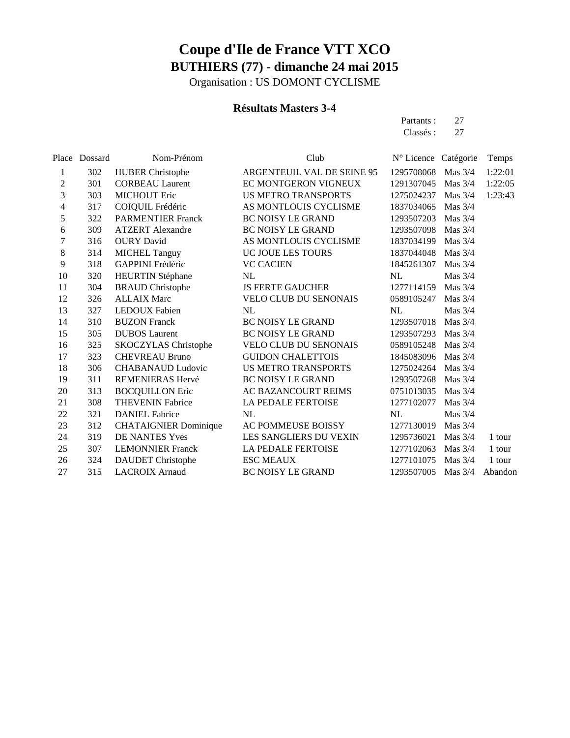# Coupe d'Ile de France VTT XCO

## BUTHIERS (77) - dimanche 24 mai 2015

Organisation : US DOMONT CYCLISME

### Résultats Masters 3-4

Partants : 27
Classés : 27

| Place | Dossard | Nom-Prénom | Club | N° Licence | Catégorie | Temps |
|---|---|---|---|---|---|---|
| 1 | 302 | HUBER Christophe | ARGENTEUIL VAL DE SEINE 95 | 1295708068 | Mas 3/4 | 1:22:01 |
| 2 | 301 | CORBEAU Laurent | EC MONTGERON VIGNEUX | 1291307045 | Mas 3/4 | 1:22:05 |
| 3 | 303 | MICHOUT Eric | US METRO TRANSPORTS | 1275024237 | Mas 3/4 | 1:23:43 |
| 4 | 317 | COIQUIL Frédéric | AS MONTLOUIS CYCLISME | 1837034065 | Mas 3/4 | |
| 5 | 322 | PARMENTIER Franck | BC NOISY LE GRAND | 1293507203 | Mas 3/4 | |
| 6 | 309 | ATZERT Alexandre | BC NOISY LE GRAND | 1293507098 | Mas 3/4 | |
| 7 | 316 | OURY David | AS MONTLOUIS CYCLISME | 1837034199 | Mas 3/4 | |
| 8 | 314 | MICHEL Tanguy | UC JOUE LES TOURS | 1837044048 | Mas 3/4 | |
| 9 | 318 | GAPPINI Frédéric | VC CACIEN | 1845261307 | Mas 3/4 | |
| 10 | 320 | HEURTIN Stéphane | NL | NL | Mas 3/4 | |
| 11 | 304 | BRAUD Christophe | JS FERTE GAUCHER | 1277114159 | Mas 3/4 | |
| 12 | 326 | ALLAIX Marc | VELO CLUB DU SENONAIS | 0589105247 | Mas 3/4 | |
| 13 | 327 | LEDOUX Fabien | NL | NL | Mas 3/4 | |
| 14 | 310 | BUZON Franck | BC NOISY LE GRAND | 1293507018 | Mas 3/4 | |
| 15 | 305 | DUBOS Laurent | BC NOISY LE GRAND | 1293507293 | Mas 3/4 | |
| 16 | 325 | SKOCZYLAS Christophe | VELO CLUB DU SENONAIS | 0589105248 | Mas 3/4 | |
| 17 | 323 | CHEVREAU Bruno | GUIDON CHALETTOIS | 1845083096 | Mas 3/4 | |
| 18 | 306 | CHABANAUD Ludovic | US METRO TRANSPORTS | 1275024264 | Mas 3/4 | |
| 19 | 311 | REMENIERAS Hervé | BC NOISY LE GRAND | 1293507268 | Mas 3/4 | |
| 20 | 313 | BOCQUILLON Eric | AC BAZANCOURT REIMS | 0751013035 | Mas 3/4 | |
| 21 | 308 | THEVENIN Fabrice | LA PEDALE FERTOISE | 1277102077 | Mas 3/4 | |
| 22 | 321 | DANIEL Fabrice | NL | NL | Mas 3/4 | |
| 23 | 312 | CHATAIGNIER Dominique | AC POMMEUSE BOISSY | 1277130019 | Mas 3/4 | |
| 24 | 319 | DE NANTES Yves | LES SANGLIERS DU VEXIN | 1295736021 | Mas 3/4 | 1 tour |
| 25 | 307 | LEMONNIER Franck | LA PEDALE FERTOISE | 1277102063 | Mas 3/4 | 1 tour |
| 26 | 324 | DAUDET Christophe | ESC MEAUX | 1277101075 | Mas 3/4 | 1 tour |
| 27 | 315 | LACROIX Arnaud | BC NOISY LE GRAND | 1293507005 | Mas 3/4 | Abandon |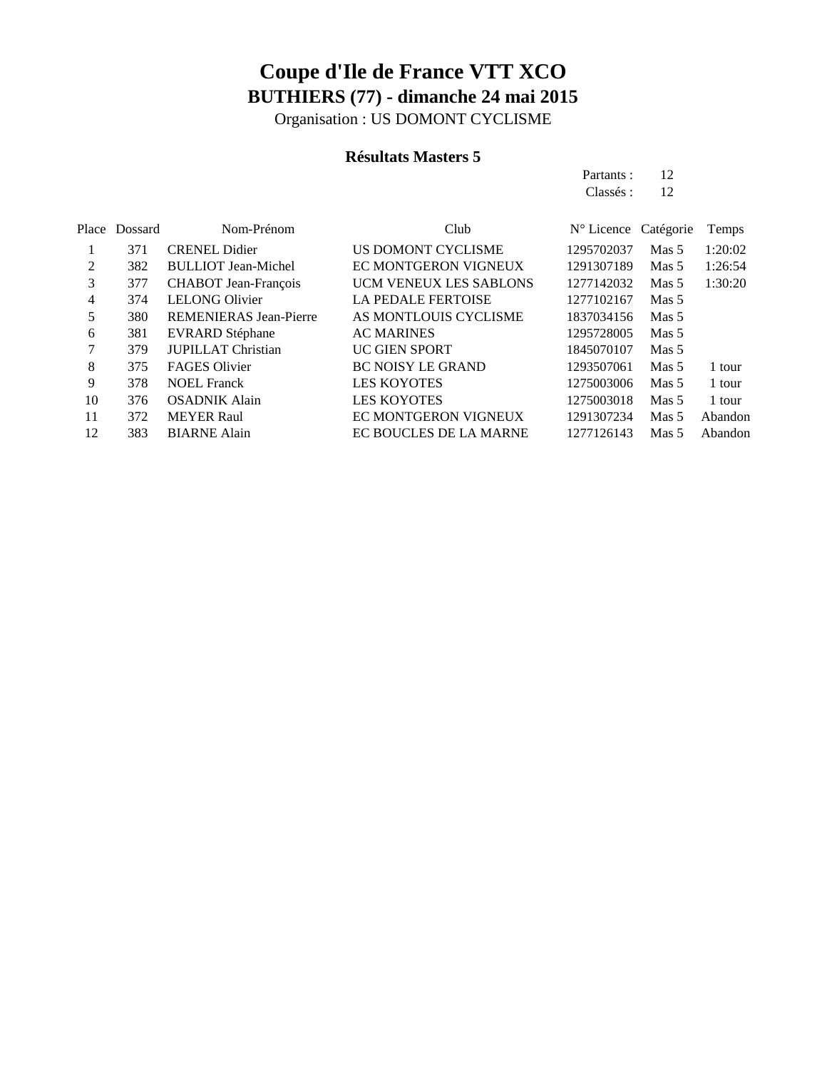# Coupe d'Ile de France VTT XCO

## BUTHIERS (77) - dimanche 24 mai 2015

Organisation : US DOMONT CYCLISME

### Résultats Masters 5

Partants : 12
Classés : 12

| Place | Dossard | Nom-Prénom | Club | N° Licence | Catégorie | Temps |
|---|---|---|---|---|---|---|
| 1 | 371 | CRENEL Didier | US DOMONT CYCLISME | 1295702037 | Mas 5 | 1:20:02 |
| 2 | 382 | BULLIOT Jean-Michel | EC MONTGERON VIGNEUX | 1291307189 | Mas 5 | 1:26:54 |
| 3 | 377 | CHABOT Jean-François | UCM VENEUX LES SABLONS | 1277142032 | Mas 5 | 1:30:20 |
| 4 | 374 | LELONG Olivier | LA PEDALE FERTOISE | 1277102167 | Mas 5 | |
| 5 | 380 | REMENIERAS Jean-Pierre | AS MONTLOUIS CYCLISME | 1837034156 | Mas 5 | |
| 6 | 381 | EVRARD Stéphane | AC MARINES | 1295728005 | Mas 5 | |
| 7 | 379 | JUPILLAT Christian | UC GIEN SPORT | 1845070107 | Mas 5 | |
| 8 | 375 | FAGES Olivier | BC NOISY LE GRAND | 1293507061 | Mas 5 | 1 tour |
| 9 | 378 | NOEL Franck | LES KOYOTES | 1275003006 | Mas 5 | 1 tour |
| 10 | 376 | OSADNIK Alain | LES KOYOTES | 1275003018 | Mas 5 | 1 tour |
| 11 | 372 | MEYER Raul | EC MONTGERON VIGNEUX | 1291307234 | Mas 5 | Abandon |
| 12 | 383 | BIARNE Alain | EC BOUCLES DE LA MARNE | 1277126143 | Mas 5 | Abandon |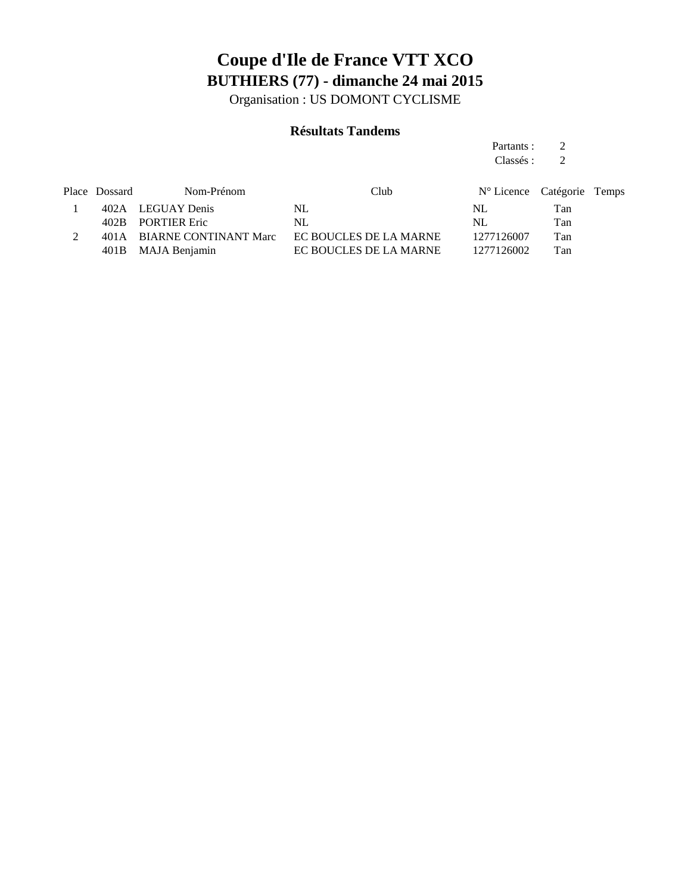# Coupe d'Ile de France VTT XCO

## BUTHIERS (77) - dimanche 24 mai 2015

Organisation : US DOMONT CYCLISME

### Résultats Tandems

Partants : 2
Classés : 2

| Place | Dossard | Nom-Prénom | Club | N° Licence | Catégorie | Temps |
|---|---|---|---|---|---|---|
| 1 | 402A | LEGUAY Denis | NL | NL | Tan | |
| | 402B | PORTIER Eric | NL | NL | Tan | |
| 2 | 401A | BIARNE CONTINANT Marc | EC BOUCLES DE LA MARNE | 1277126007 | Tan | |
| | 401B | MAJA Benjamin | EC BOUCLES DE LA MARNE | 1277126002 | Tan | |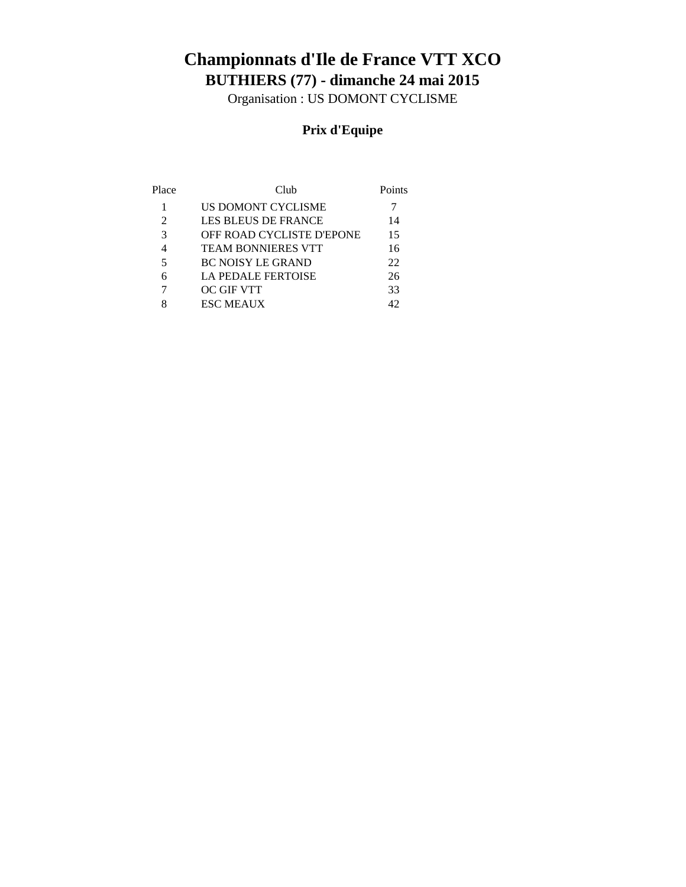# Championnats d'Ile de France VTT XCO

## BUTHIERS (77) - dimanche 24 mai 2015

Organisation : US DOMONT CYCLISME

### Prix d'Equipe

| Place | Club | Points |
|---|---|---|
| 1 | US DOMONT CYCLISME | 7 |
| 2 | LES BLEUS DE FRANCE | 14 |
| 3 | OFF ROAD CYCLISTE D'EPONE | 15 |
| 4 | TEAM BONNIERES VTT | 16 |
| 5 | BC NOISY LE GRAND | 22 |
| 6 | LA PEDALE FERTOISE | 26 |
| 7 | OC GIF VTT | 33 |
| 8 | ESC MEAUX | 42 |